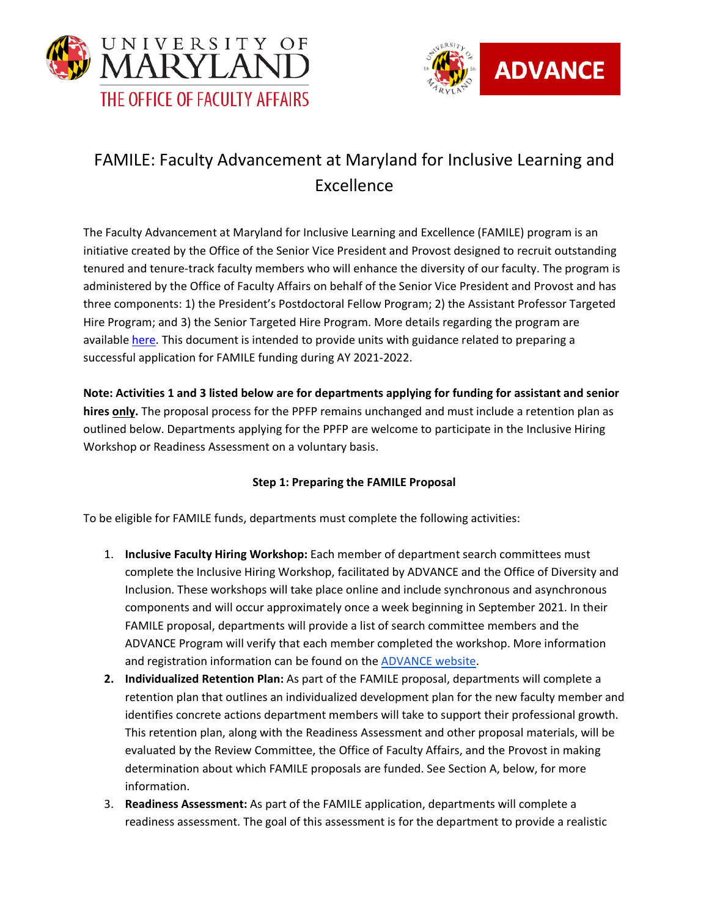UNIVERSITY OF MARYLAND
THE OFFICE OF FACULTY AFFAIRS

ADVANCE

# FAMILE: Faculty Advancement at Maryland for Inclusive Learning and Excellence

The Faculty Advancement at Maryland for Inclusive Learning and Excellence (FAMILE) program is an initiative created by the Office of the Senior Vice President and Provost designed to recruit outstanding tenured and tenure-track faculty members who will enhance the diversity of our faculty. The program is administered by the Office of Faculty Affairs on behalf of the Senior Vice President and Provost and has three components: 1) the President's Postdoctoral Fellow Program; 2) the Assistant Professor Targeted Hire Program; and 3) the Senior Targeted Hire Program. More details regarding the program are available here. This document is intended to provide units with guidance related to preparing a successful application for FAMILE funding during AY 2021-2022.

**Note: Activities 1 and 3 listed below are for departments applying for funding for assistant and senior hires <u>only</u>.** The proposal process for the PPFP remains unchanged and must include a retention plan as outlined below. Departments applying for the PPFP are welcome to participate in the Inclusive Hiring Workshop or Readiness Assessment on a voluntary basis.

**Step 1: Preparing the FAMILE Proposal**

To be eligible for FAMILE funds, departments must complete the following activities:

1. **Inclusive Faculty Hiring Workshop:** Each member of department search committees must complete the Inclusive Hiring Workshop, facilitated by ADVANCE and the Office of Diversity and Inclusion. These workshops will take place online and include synchronous and asynchronous components and will occur approximately once a week beginning in September 2021. In their FAMILE proposal, departments will provide a list of search committee members and the ADVANCE Program will verify that each member completed the workshop. More information and registration information can be found on the ADVANCE website.
2. **Individualized Retention Plan:** As part of the FAMILE proposal, departments will complete a retention plan that outlines an individualized development plan for the new faculty member and identifies concrete actions department members will take to support their professional growth. This retention plan, along with the Readiness Assessment and other proposal materials, will be evaluated by the Review Committee, the Office of Faculty Affairs, and the Provost in making determination about which FAMILE proposals are funded. See Section A, below, for more information.
3. **Readiness Assessment:** As part of the FAMILE application, departments will complete a readiness assessment. The goal of this assessment is for the department to provide a realistic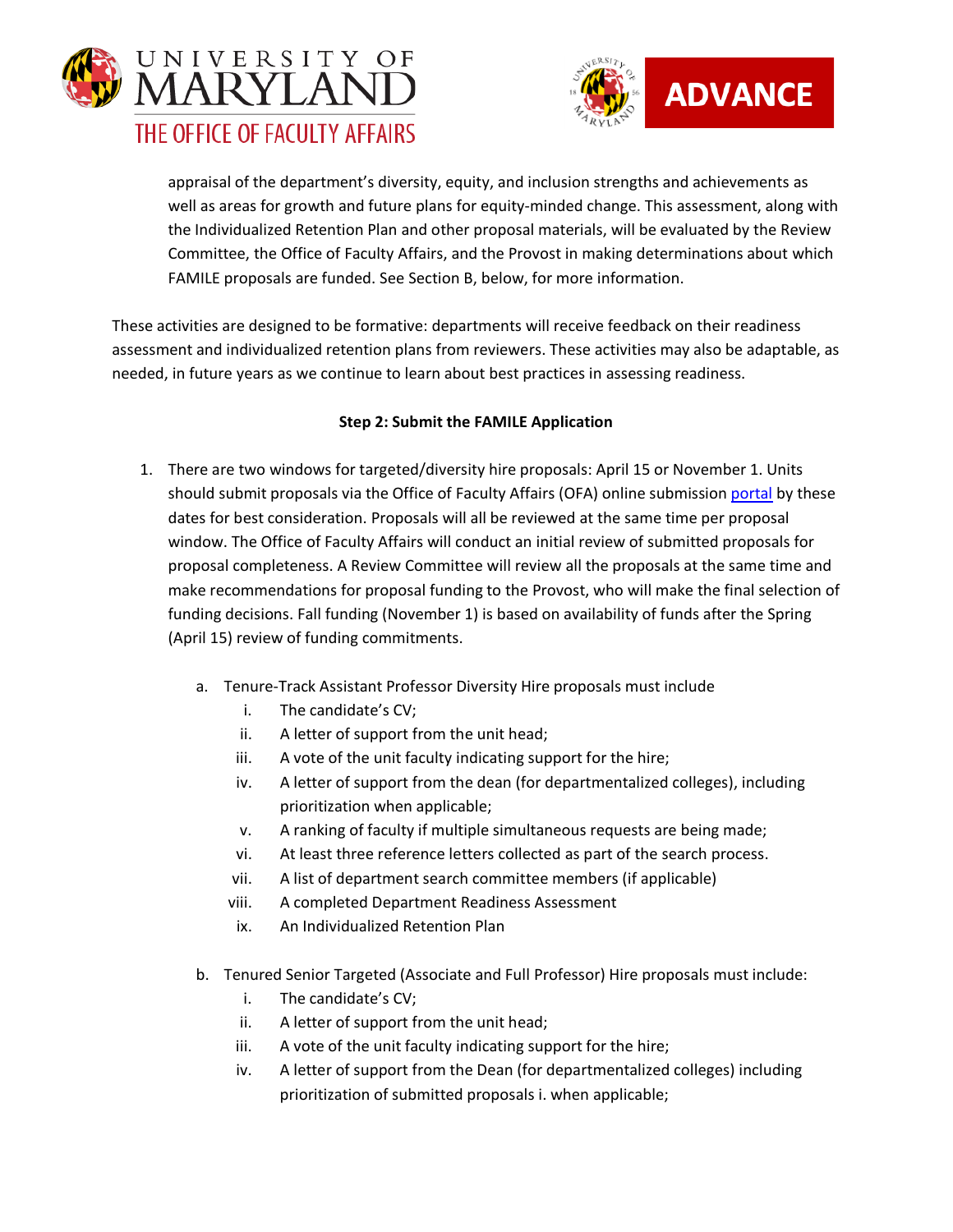appraisal of the department's diversity, equity, and inclusion strengths and achievements as well as areas for growth and future plans for equity-minded change. This assessment, along with the Individualized Retention Plan and other proposal materials, will be evaluated by the Review Committee, the Office of Faculty Affairs, and the Provost in making determinations about which FAMILE proposals are funded. See Section B, below, for more information.

These activities are designed to be formative: departments will receive feedback on their readiness assessment and individualized retention plans from reviewers. These activities may also be adaptable, as needed, in future years as we continue to learn about best practices in assessing readiness.

**Step 2: Submit the FAMILE Application**

1. There are two windows for targeted/diversity hire proposals: April 15 or November 1. Units should submit proposals via the Office of Faculty Affairs (OFA) online submission portal by these dates for best consideration. Proposals will all be reviewed at the same time per proposal window. The Office of Faculty Affairs will conduct an initial review of submitted proposals for proposal completeness. A Review Committee will review all the proposals at the same time and make recommendations for proposal funding to the Provost, who will make the final selection of funding decisions. Fall funding (November 1) is based on availability of funds after the Spring (April 15) review of funding commitments.

   a. Tenure-Track Assistant Professor Diversity Hire proposals must include
      i. The candidate's CV;
      ii. A letter of support from the unit head;
      iii. A vote of the unit faculty indicating support for the hire;
      iv. A letter of support from the dean (for departmentalized colleges), including prioritization when applicable;
      v. A ranking of faculty if multiple simultaneous requests are being made;
      vi. At least three reference letters collected as part of the search process.
      vii. A list of department search committee members (if applicable)
      viii. A completed Department Readiness Assessment
      ix. An Individualized Retention Plan

   b. Tenured Senior Targeted (Associate and Full Professor) Hire proposals must include:
      i. The candidate's CV;
      ii. A letter of support from the unit head;
      iii. A vote of the unit faculty indicating support for the hire;
      iv. A letter of support from the Dean (for departmentalized colleges) including prioritization of submitted proposals i. when applicable;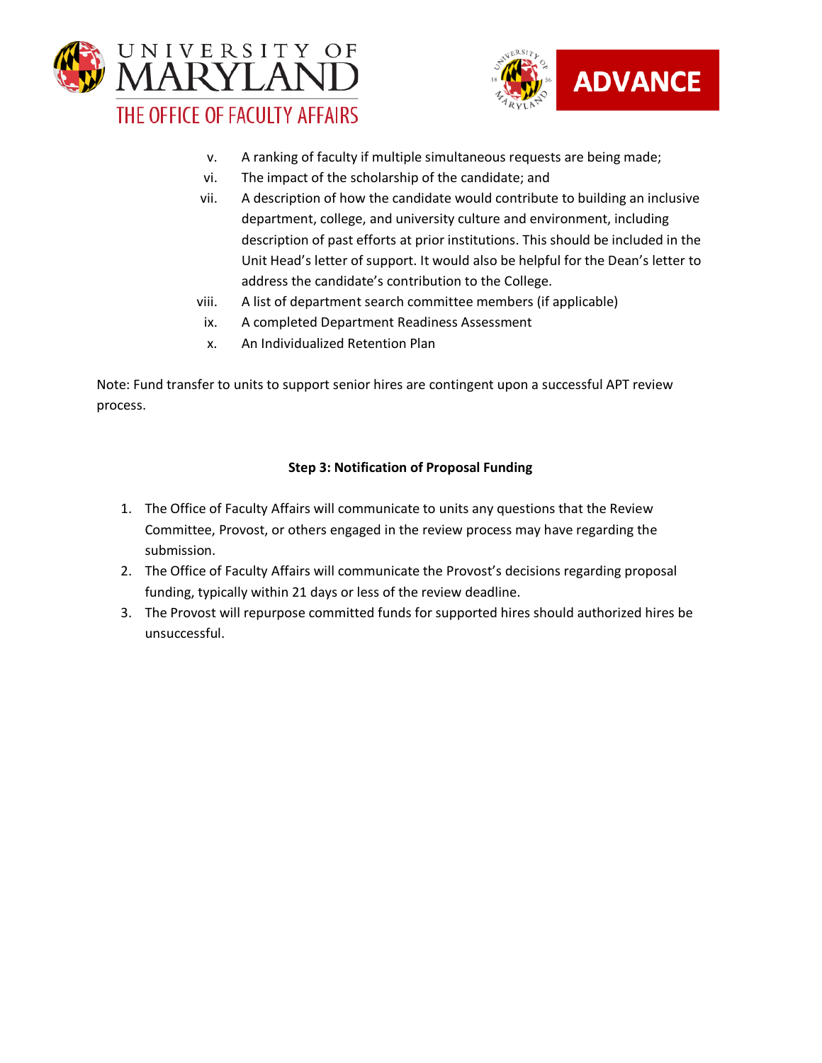v. A ranking of faculty if multiple simultaneous requests are being made;
vi. The impact of the scholarship of the candidate; and
vii. A description of how the candidate would contribute to building an inclusive department, college, and university culture and environment, including description of past efforts at prior institutions. This should be included in the Unit Head's letter of support. It would also be helpful for the Dean's letter to address the candidate's contribution to the College.
viii. A list of department search committee members (if applicable)
ix. A completed Department Readiness Assessment
x. An Individualized Retention Plan

Note: Fund transfer to units to support senior hires are contingent upon a successful APT review process.

**Step 3: Notification of Proposal Funding**

1. The Office of Faculty Affairs will communicate to units any questions that the Review Committee, Provost, or others engaged in the review process may have regarding the submission.
2. The Office of Faculty Affairs will communicate the Provost's decisions regarding proposal funding, typically within 21 days or less of the review deadline.
3. The Provost will repurpose committed funds for supported hires should authorized hires be unsuccessful.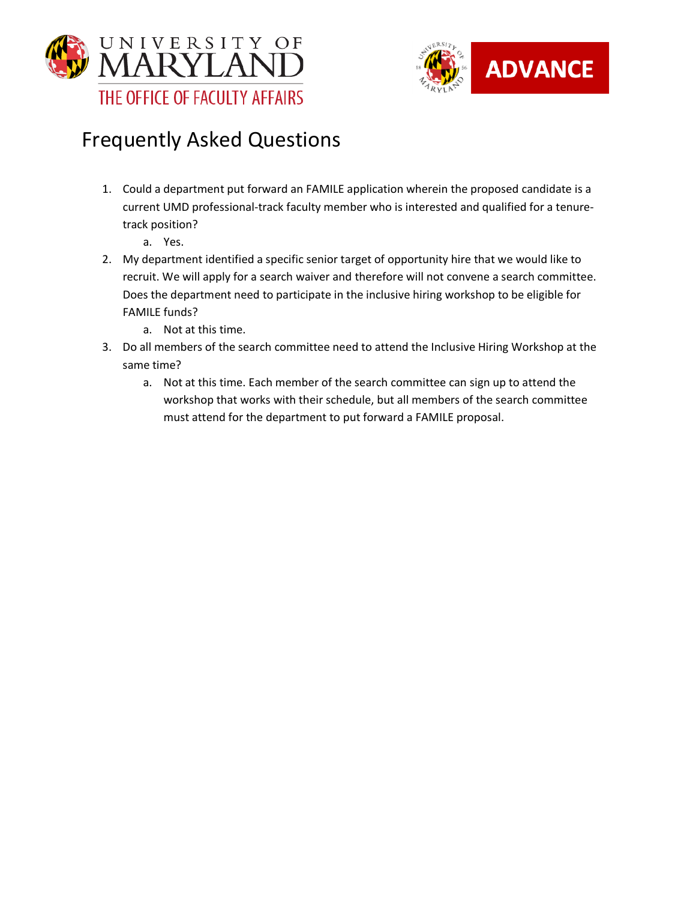# Frequently Asked Questions

1. Could a department put forward an FAMILE application wherein the proposed candidate is a current UMD professional-track faculty member who is interested and qualified for a tenure-track position?
    a. Yes.
2. My department identified a specific senior target of opportunity hire that we would like to recruit. We will apply for a search waiver and therefore will not convene a search committee. Does the department need to participate in the inclusive hiring workshop to be eligible for FAMILE funds?
    a. Not at this time.
3. Do all members of the search committee need to attend the Inclusive Hiring Workshop at the same time?
    a. Not at this time. Each member of the search committee can sign up to attend the workshop that works with their schedule, but all members of the search committee must attend for the department to put forward a FAMILE proposal.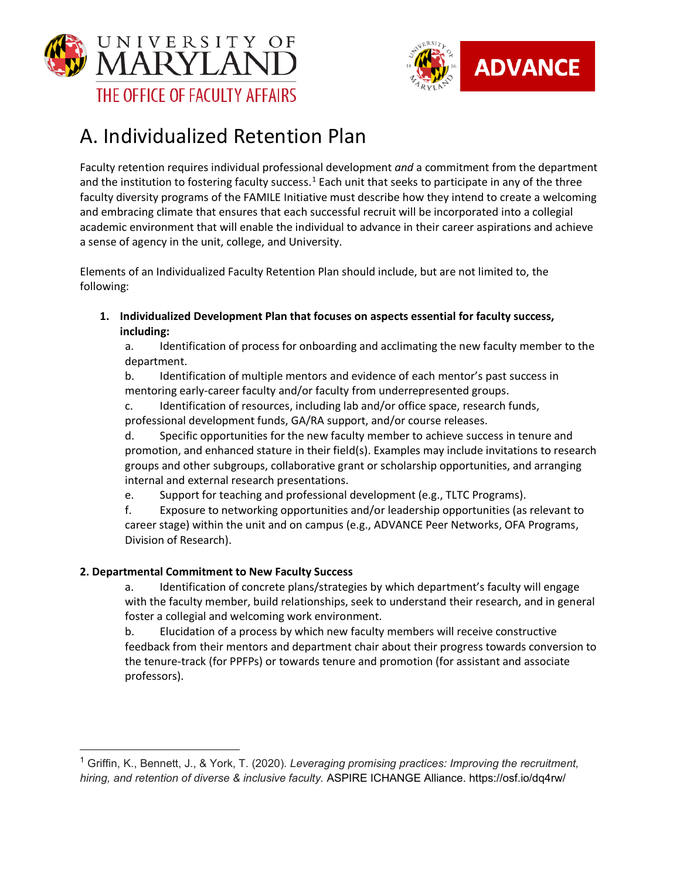# A. Individualized Retention Plan

Faculty retention requires individual professional development *and* a commitment from the department and the institution to fostering faculty success.[1] Each unit that seeks to participate in any of the three faculty diversity programs of the FAMILE Initiative must describe how they intend to create a welcoming and embracing climate that ensures that each successful recruit will be incorporated into a collegial academic environment that will enable the individual to advance in their career aspirations and achieve a sense of agency in the unit, college, and University.

Elements of an Individualized Faculty Retention Plan should include, but are not limited to, the following:

1. **Individualized Development Plan that focuses on aspects essential for faculty success, including:**
   a. Identification of process for onboarding and acclimating the new faculty member to the department.
   b. Identification of multiple mentors and evidence of each mentor's past success in mentoring early-career faculty and/or faculty from underrepresented groups.
   c. Identification of resources, including lab and/or office space, research funds, professional development funds, GA/RA support, and/or course releases.
   d. Specific opportunities for the new faculty member to achieve success in tenure and promotion, and enhanced stature in their field(s). Examples may include invitations to research groups and other subgroups, collaborative grant or scholarship opportunities, and arranging internal and external research presentations.
   e. Support for teaching and professional development (e.g., TLTC Programs).
   f. Exposure to networking opportunities and/or leadership opportunities (as relevant to career stage) within the unit and on campus (e.g., ADVANCE Peer Networks, OFA Programs, Division of Research).

**2. Departmental Commitment to New Faculty Success**

a. Identification of concrete plans/strategies by which department's faculty will engage with the faculty member, build relationships, seek to understand their research, and in general foster a collegial and welcoming work environment.
b. Elucidation of a process by which new faculty members will receive constructive feedback from their mentors and department chair about their progress towards conversion to the tenure-track (for PPFPs) or towards tenure and promotion (for assistant and associate professors).

[1] Griffin, K., Bennett, J., & York, T. (2020). *Leveraging promising practices: Improving the recruitment, hiring, and retention of diverse & inclusive faculty.* ASPIRE ICHANGE Alliance. https://osf.io/dq4rw/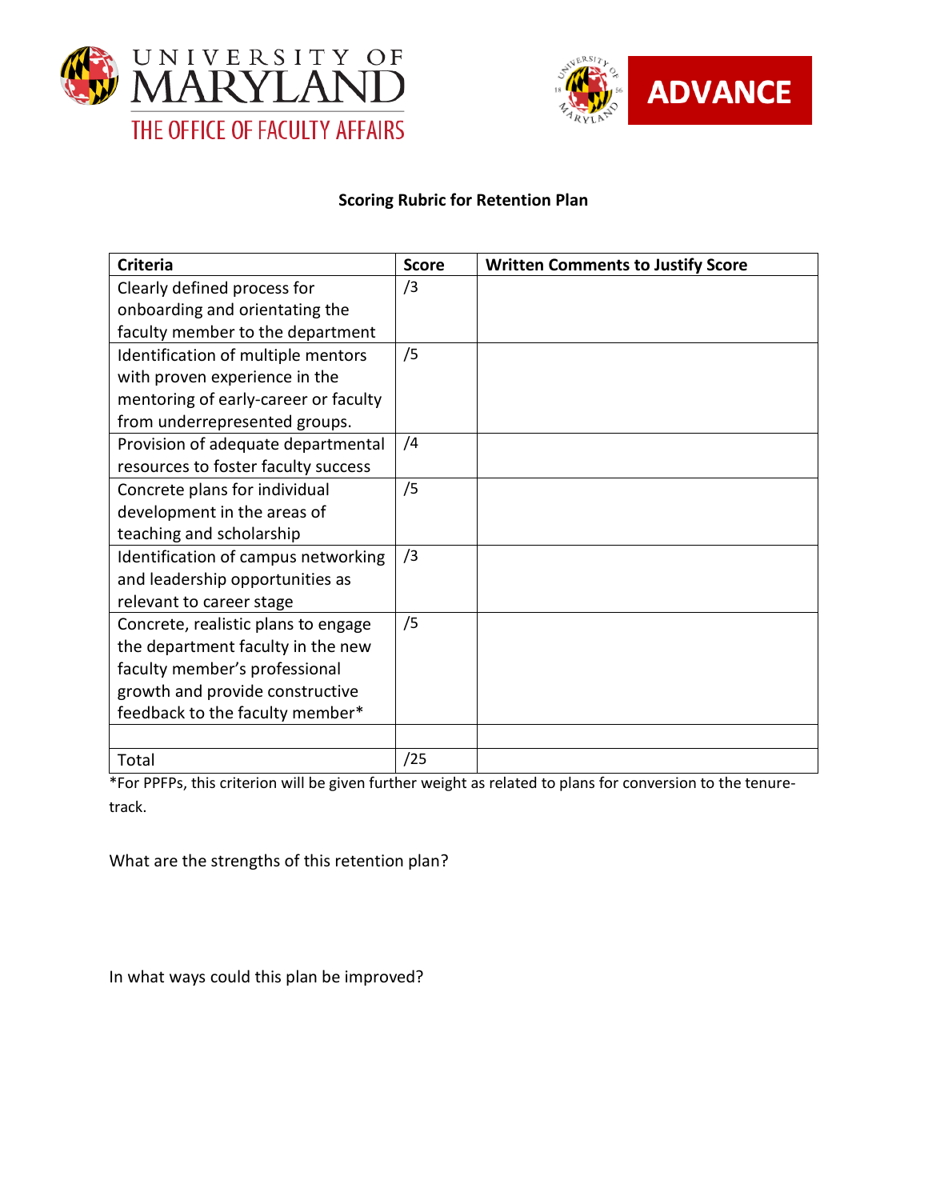UNIVERSITY OF MARYLAND

THE OFFICE OF FACULTY AFFAIRS

ADVANCE

**Scoring Rubric for Retention Plan**

| Criteria | Score | Written Comments to Justify Score |
| --- | --- | --- |
| Clearly defined process for onboarding and orientating the faculty member to the department | /3 | |
| Identification of multiple mentors with proven experience in the mentoring of early-career or faculty from underrepresented groups. | /5 | |
| Provision of adequate departmental resources to foster faculty success | /4 | |
| Concrete plans for individual development in the areas of teaching and scholarship | /5 | |
| Identification of campus networking and leadership opportunities as relevant to career stage | /3 | |
| Concrete, realistic plans to engage the department faculty in the new faculty member's professional growth and provide constructive feedback to the faculty member* | /5 | |
| | | |
| Total | /25 | |

*For PPFPs, this criterion will be given further weight as related to plans for conversion to the tenure-track.

What are the strengths of this retention plan?

In what ways could this plan be improved?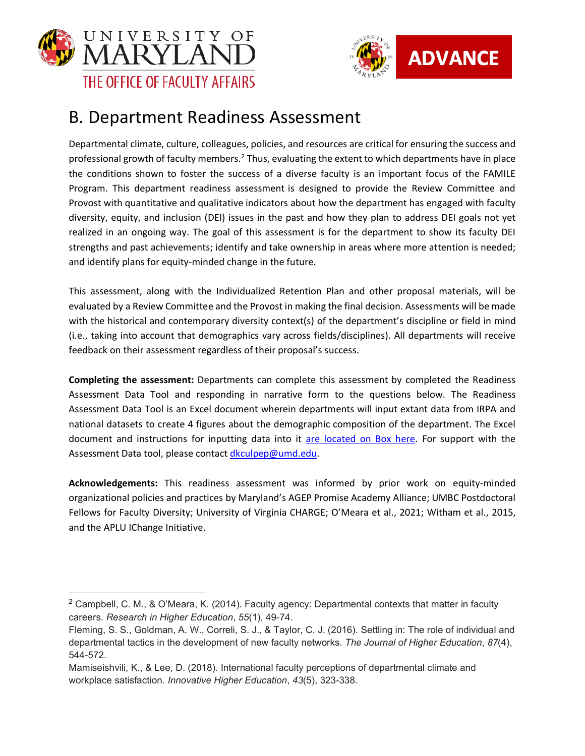## B. Department Readiness Assessment

Departmental climate, culture, colleagues, policies, and resources are critical for ensuring the success and professional growth of faculty members.[2] Thus, evaluating the extent to which departments have in place the conditions shown to foster the success of a diverse faculty is an important focus of the FAMILE Program. This department readiness assessment is designed to provide the Review Committee and Provost with quantitative and qualitative indicators about how the department has engaged with faculty diversity, equity, and inclusion (DEI) issues in the past and how they plan to address DEI goals not yet realized in an ongoing way. The goal of this assessment is for the department to show its faculty DEI strengths and past achievements; identify and take ownership in areas where more attention is needed; and identify plans for equity-minded change in the future.

This assessment, along with the Individualized Retention Plan and other proposal materials, will be evaluated by a Review Committee and the Provost in making the final decision. Assessments will be made with the historical and contemporary diversity context(s) of the department's discipline or field in mind (i.e., taking into account that demographics vary across fields/disciplines). All departments will receive feedback on their assessment regardless of their proposal's success.

**Completing the assessment:** Departments can complete this assessment by completed the Readiness Assessment Data Tool and responding in narrative form to the questions below. The Readiness Assessment Data Tool is an Excel document wherein departments will input extant data from IRPA and national datasets to create 4 figures about the demographic composition of the department. The Excel document and instructions for inputting data into it are located on Box here. For support with the Assessment Data tool, please contact dkculpep@umd.edu.

**Acknowledgements:** This readiness assessment was informed by prior work on equity-minded organizational policies and practices by Maryland's AGEP Promise Academy Alliance; UMBC Postdoctoral Fellows for Faculty Diversity; University of Virginia CHARGE; O'Meara et al., 2021; Witham et al., 2015, and the APLU IChange Initiative.

---

[2] Campbell, C. M., & O'Meara, K. (2014). Faculty agency: Departmental contexts that matter in faculty careers. *Research in Higher Education*, *55*(1), 49-74.

Fleming, S. S., Goldman, A. W., Correli, S. J., & Taylor, C. J. (2016). Settling in: The role of individual and departmental tactics in the development of new faculty networks. *The Journal of Higher Education*, *87*(4), 544-572.

Mamiseishvili, K., & Lee, D. (2018). International faculty perceptions of departmental climate and workplace satisfaction. *Innovative Higher Education*, *43*(5), 323-338.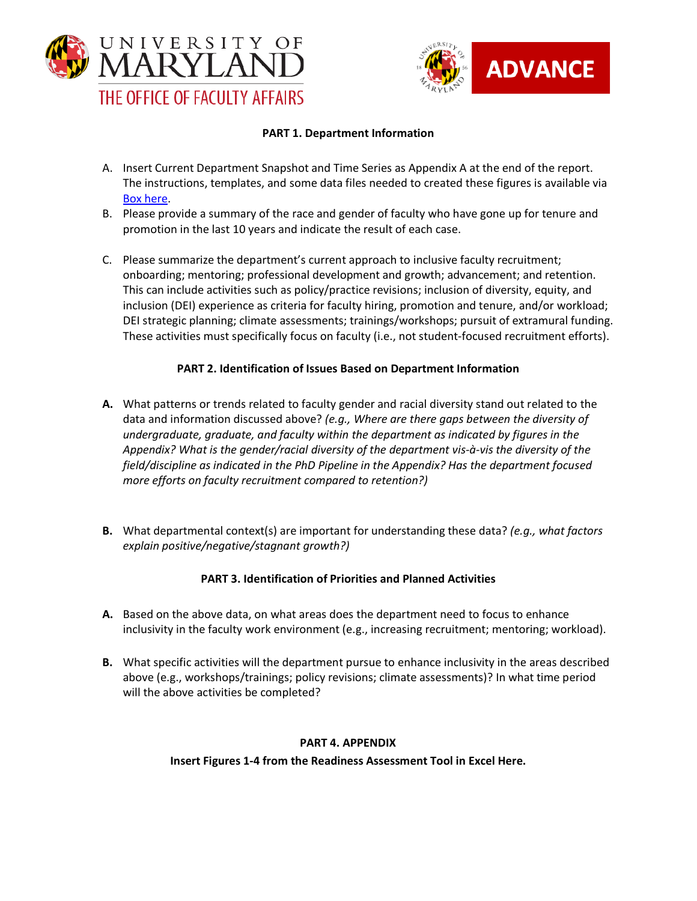UNIVERSITY OF MARYLAND
THE OFFICE OF FACULTY AFFAIRS

ADVANCE

**PART 1. Department Information**

A. Insert Current Department Snapshot and Time Series as Appendix A at the end of the report. The instructions, templates, and some data files needed to created these figures is available via [Box here](#).
B. Please provide a summary of the race and gender of faculty who have gone up for tenure and promotion in the last 10 years and indicate the result of each case.

C. Please summarize the department's current approach to inclusive faculty recruitment; onboarding; mentoring; professional development and growth; advancement; and retention. This can include activities such as policy/practice revisions; inclusion of diversity, equity, and inclusion (DEI) experience as criteria for faculty hiring, promotion and tenure, and/or workload; DEI strategic planning; climate assessments; trainings/workshops; pursuit of extramural funding. These activities must specifically focus on faculty (i.e., not student-focused recruitment efforts).

**PART 2. Identification of Issues Based on Department Information**

**A.** What patterns or trends related to faculty gender and racial diversity stand out related to the data and information discussed above? *(e.g., Where are there gaps between the diversity of undergraduate, graduate, and faculty within the department as indicated by figures in the Appendix? What is the gender/racial diversity of the department vis-à-vis the diversity of the field/discipline as indicated in the PhD Pipeline in the Appendix? Has the department focused more efforts on faculty recruitment compared to retention?)*

**B.** What departmental context(s) are important for understanding these data? *(e.g., what factors explain positive/negative/stagnant growth?)*

**PART 3. Identification of Priorities and Planned Activities**

**A.** Based on the above data, on what areas does the department need to focus to enhance inclusivity in the faculty work environment (e.g., increasing recruitment; mentoring; workload).

**B.** What specific activities will the department pursue to enhance inclusivity in the areas described above (e.g., workshops/trainings; policy revisions; climate assessments)? In what time period will the above activities be completed?

**PART 4. APPENDIX**

**Insert Figures 1-4 from the Readiness Assessment Tool in Excel Here.**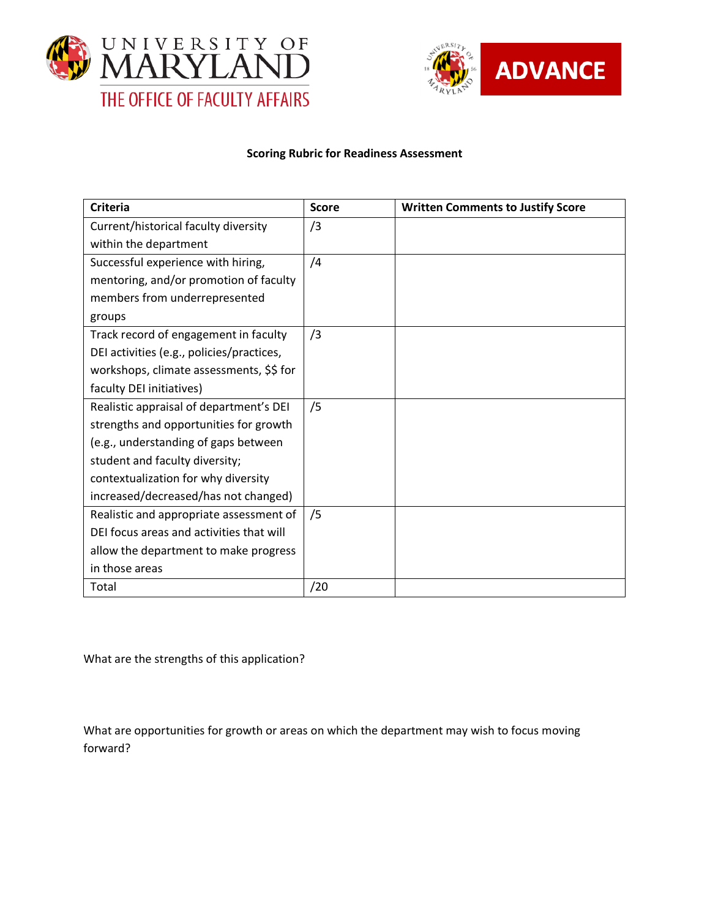UNIVERSITY OF MARYLAND
THE OFFICE OF FACULTY AFFAIRS

ADVANCE

**Scoring Rubric for Readiness Assessment**

| Criteria | Score | Written Comments to Justify Score |
|---|---|---|
| Current/historical faculty diversity within the department | /3 | |
| Successful experience with hiring, mentoring, and/or promotion of faculty members from underrepresented groups | /4 | |
| Track record of engagement in faculty DEI activities (e.g., policies/practices, workshops, climate assessments, $$ for faculty DEI initiatives) | /3 | |
| Realistic appraisal of department's DEI strengths and opportunities for growth (e.g., understanding of gaps between student and faculty diversity; contextualization for why diversity increased/decreased/has not changed) | /5 | |
| Realistic and appropriate assessment of DEI focus areas and activities that will allow the department to make progress in those areas | /5 | |
| Total | /20 | |

What are the strengths of this application?

What are opportunities for growth or areas on which the department may wish to focus moving forward?